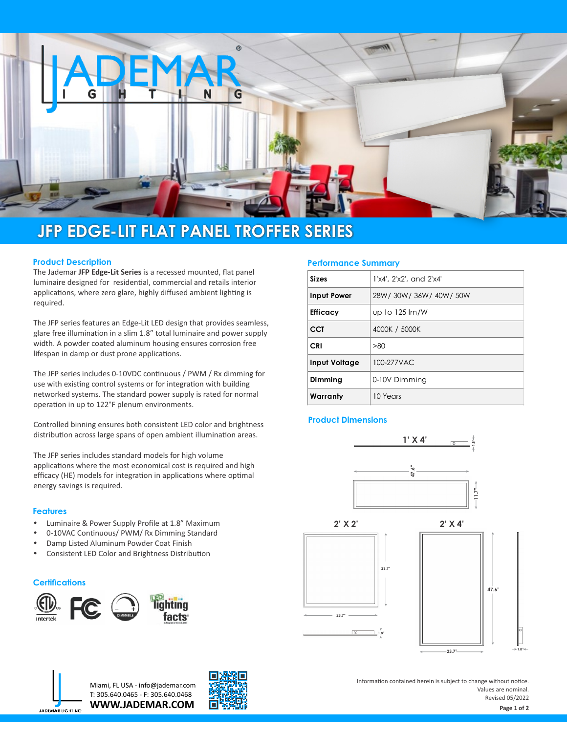# JFP EDGE-LIT FLAT PANEL TROFFER SERIES

## Product Description

The Jademar **JFP Edge-Lit Series** is a recessed mounted, flat panel luminaire designed for residential, commercial and retails interior applications, where zero glare, highly diffused ambient lighting is required.

The JFP series features an Edge-Lit LED design that provides seamless, glare free illumination in a slim 1.8" total luminaire and power supply width. A powder coated aluminum housing ensures corrosion free lifespan in damp or dust prone applications.

The JFP series includes 0-10VDC continuous / PWM / Rx dimming for use with existing control systems or for integration with building networked systems. The standard power supply is rated for normal operation in up to 122°F plenum environments.

Controlled binning ensures both consistent LED color and brightness distribution across large spans of open ambient illumination areas.

The JFP series includes standard models for high volume applications where the most economical cost is required and high efficacy (HE) models for integration in applications where optimal energy savings is required.

## Features

- Luminaire & Power Supply Profile at 1.8" Maximum
- 0-10VAC Continuous/ PWM/ Rx Dimming Standard
- Damp Listed Aluminum Powder Coat Finish
- Consistent LED Color and Brightness Distribution

## Certifications

ETL Intertek, FC, Dimmable, LED Lighting Facts

## Performance Summary

| | |
|---|---|
| **Sizes** | 1'x4', 2'x2', and 2'x4' |
| **Input Power** | 28W/ 30W/ 36W/ 40W/ 50W |
| **Efficacy** | up to 125 lm/W |
| **CCT** | 4000K / 5000K |
| **CRI** | >80 |
| **Input Voltage** | 100-277VAC |
| **Dimming** | 0-10V Dimming |
| **Warranty** | 10 Years |

## Product Dimensions

**1' X 4'**: 47.6" x 11.7", 1.8" profile

**2' X 2'**: 23.7" x 23.7", 1.8" profile

**2' X 4'**: 23.7" x 47.6", 1.8" profile

Miami, FL USA - info@jademar.com
T: 305.640.0465 - F: 305.640.0468
**WWW.JADEMAR.COM**

Information contained herein is subject to change without notice.
Values are nominal.
Revised 05/2022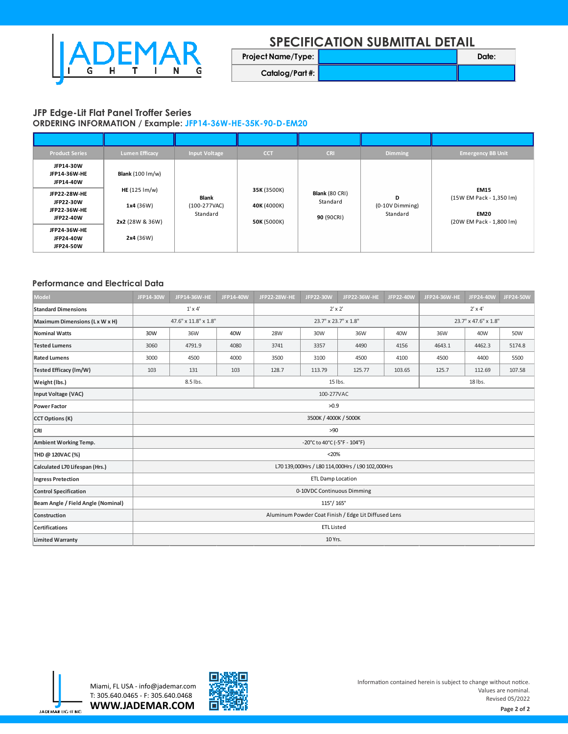# SPECIFICATION SUBMITTAL DETAIL

| Project Name/Type: | | Date: |
|---|---|---|
| Catalog/Part #: | | |

## JFP Edge-Lit Flat Panel Troffer Series

### ORDERING INFORMATION / Example: JFP14-36W-HE-35K-90-D-EM20

| | | | | | | |
|---|---|---|---|---|---|---|
| **Product Series** | **Lumen Efficacy** | **Input Voltage** | **CCT** | **CRI** | **Dimming** | **Emergency BB Unit** |
| **JFP14-30W**<br>**JFP14-36W-HE**<br>**JFP14-40W**<br>**JFP22-28W-HE**<br>**JFP22-30W**<br>**JFP22-36W-HE**<br>**JFP22-40W**<br>**JFP24-36W-HE**<br>**JFP24-40W**<br>**JFP24-50W** | **Blank** (100 lm/w)<br>**HE** (125 lm/w)<br>**1x4** (36W)<br>**2x2** (28W & 36W)<br>**2x4** (36W) | **Blank**<br>(100-277VAC)<br>Standard | **35K** (3500K)<br>**40K** (4000K)<br>**50K** (5000K) | **Blank** (80 CRI)<br>Standard<br>**90** (90CRI) | **D**<br>(0-10V Dimming)<br>Standard | **EM15**<br>(15W EM Pack - 1,350 lm)<br>**EM20**<br>(20W EM Pack - 1,800 lm) |

## Performance and Electrical Data

| Model | JFP14-30W | JFP14-36W-HE | JFP14-40W | JFP22-28W-HE | JFP22-30W | JFP22-36W-HE | JFP22-40W | JFP24-36W-HE | JFP24-40W | JFP24-50W |
|---|---|---|---|---|---|---|---|---|---|---|
| **Standard Dimensions** | 1' x 4' | | | 2' x 2' | | | | 2' x 4' | | |
| **Maximum Dimensions (L x W x H)** | 47.6" x 11.8" x 1.8" | | | 23.7" x 23.7" x 1.8" | | | | 23.7" x 47.6" x 1.8" | | |
| **Nominal Watts** | 30W | 36W | 40W | 28W | 30W | 36W | 40W | 36W | 40W | 50W |
| **Tested Lumens** | 3060 | 4791.9 | 4080 | 3741 | 3357 | 4490 | 4156 | 4643.1 | 4462.3 | 5174.8 |
| **Rated Lumens** | 3000 | 4500 | 4000 | 3500 | 3100 | 4500 | 4100 | 4500 | 4400 | 5500 |
| **Tested Efficacy (lm/W)** | 103 | 131 | 103 | 128.7 | 113.79 | 125.77 | 103.65 | 125.7 | 112.69 | 107.58 |
| **Weight (lbs.)** | 8.5 lbs. | | | 15 lbs. | | | | 18 lbs. | | |
| **Input Voltage (VAC)** | 100-277VAC | | | | | | | | | |
| **Power Factor** | >0.9 | | | | | | | | | |
| **CCT Options (K)** | 3500K / 4000K / 5000K | | | | | | | | | |
| **CRI** | >90 | | | | | | | | | |
| **Ambient Working Temp.** | -20°C to 40°C (-5°F - 104°F) | | | | | | | | | |
| **THD @ 120VAC (%)** | <20% | | | | | | | | | |
| **Calculated L70 Lifespan (Hrs.)** | L70 139,000Hrs / L80 114,000Hrs / L90 102,000Hrs | | | | | | | | | |
| **Ingress Pretection** | ETL Damp Location | | | | | | | | | |
| **Control Specification** | 0-10VDC Continuous Dimming | | | | | | | | | |
| **Beam Angle / Field Angle (Nominal)** | 115°/ 165° | | | | | | | | | |
| **Construction** | Aluminum Powder Coat Finish / Edge Lit Diffused Lens | | | | | | | | | |
| **Certifications** | ETL Listed | | | | | | | | | |
| **Limited Warranty** | 10 Yrs. | | | | | | | | | |

Miami, FL USA - info@jademar.com
T: 305.640.0465 - F: 305.640.0468
**WWW.JADEMAR.COM**

Information contained herein is subject to change without notice.
Values are nominal.
Revised 05/2022